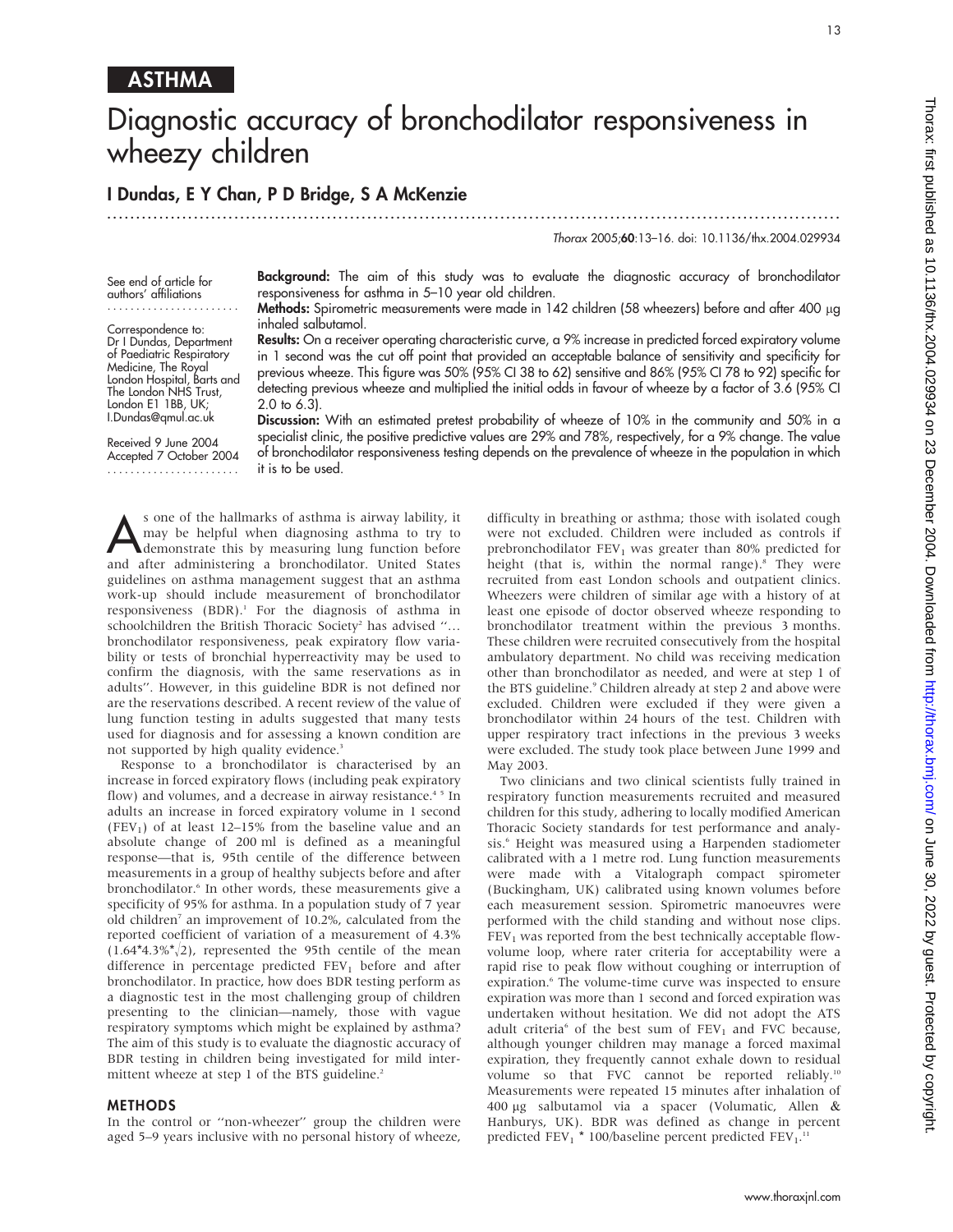# ASTHMA

# Diagnostic accuracy of bronchodilator responsiveness in wheezy children

**I Dundas, E Y Chan, P D Bridge, S A McKenzie**

*Thorax* 2005;**60**:13–16. doi: 10.1136/thx.2004.029934

See end of article for authors' affiliations

Correspondence to: Dr I Dundas, Department of Paediatric Respiratory Medicine, The Royal London Hospital, Barts and The London NHS Trust, London E1 1BB, UK; I.Dundas@qmul.ac.uk

Received 9 June 2004
Accepted 7 October 2004

**Background:** The aim of this study was to evaluate the diagnostic accuracy of bronchodilator responsiveness for asthma in 5–10 year old children.

**Methods:** Spirometric measurements were made in 142 children (58 wheezers) before and after 400 µg inhaled salbutamol.

**Results:** On a receiver operating characteristic curve, a 9% increase in predicted forced expiratory volume in 1 second was the cut off point that provided an acceptable balance of sensitivity and specificity for previous wheeze. This figure was 50% (95% CI 38 to 62) sensitive and 86% (95% CI 78 to 92) specific for detecting previous wheeze and multiplied the initial odds in favour of wheeze by a factor of 3.6 (95% CI 2.0 to 6.3).

**Discussion:** With an estimated pretest probability of wheeze of 10% in the community and 50% in a specialist clinic, the positive predictive values are 29% and 78%, respectively, for a 9% change. The value of bronchodilator responsiveness testing depends on the prevalence of wheeze in the population in which it is to be used.

As one of the hallmarks of asthma is airway lability, it may be helpful when diagnosing asthma to try to demonstrate this by measuring lung function before and after administering a bronchodilator. United States guidelines on asthma management suggest that an asthma work-up should include measurement of bronchodilator responsiveness (BDR).[1] For the diagnosis of asthma in schoolchildren the British Thoracic Society[2] has advised "… bronchodilator responsiveness, peak expiratory flow variability or tests of bronchial hyperreactivity may be used to confirm the diagnosis, with the same reservations as in adults". However, in this guideline BDR is not defined nor are the reservations described. A recent review of the value of lung function testing in adults suggested that many tests used for diagnosis and for assessing a known condition are not supported by high quality evidence.[3]

Response to a bronchodilator is characterised by an increase in forced expiratory flows (including peak expiratory flow) and volumes, and a decrease in airway resistance.[4 5] In adults an increase in forced expiratory volume in 1 second ($FEV_1$) of at least 12–15% from the baseline value and an absolute change of 200 ml is defined as a meaningful response—that is, 95th centile of the difference between measurements in a group of healthy subjects before and after bronchodilator.[6] In other words, these measurements give a specificity of 95% for asthma. In a population study of 7 year old children[7] an improvement of 10.2%, calculated from the reported coefficient of variation of a measurement of 4.3% ($1.64*4.3\%*\sqrt{2}$), represented the 95th centile of the mean difference in percentage predicted $FEV_1$ before and after bronchodilator. In practice, how does BDR testing perform as a diagnostic test in the most challenging group of children presenting to the clinician—namely, those with vague respiratory symptoms which might be explained by asthma? The aim of this study is to evaluate the diagnostic accuracy of BDR testing in children being investigated for mild intermittent wheeze at step 1 of the BTS guideline.[2]

## METHODS

In the control or "non-wheezer" group the children were aged 5–9 years inclusive with no personal history of wheeze, difficulty in breathing or asthma; those with isolated cough were not excluded. Children were included as controls if prebronchodilator $FEV_1$ was greater than 80% predicted for height (that is, within the normal range).[8] They were recruited from east London schools and outpatient clinics. Wheezers were children of similar age with a history of at least one episode of doctor observed wheeze responding to bronchodilator treatment within the previous 3 months. These children were recruited consecutively from the hospital ambulatory department. No child was receiving medication other than bronchodilator as needed, and were at step 1 of the BTS guideline.[9] Children already at step 2 and above were excluded. Children were excluded if they were given a bronchodilator within 24 hours of the test. Children with upper respiratory tract infections in the previous 3 weeks were excluded. The study took place between June 1999 and May 2003.

Two clinicians and two clinical scientists fully trained in respiratory function measurements recruited and measured children for this study, adhering to locally modified American Thoracic Society standards for test performance and analysis.[6] Height was measured using a Harpenden stadiometer calibrated with a 1 metre rod. Lung function measurements were made with a Vitalograph compact spirometer (Buckingham, UK) calibrated using known volumes before each measurement session. Spirometric manoeuvres were performed with the child standing and without nose clips. $FEV_1$ was reported from the best technically acceptable flow-volume loop, where rater criteria for acceptability were a rapid rise to peak flow without coughing or interruption of expiration.[6] The volume-time curve was inspected to ensure expiration was more than 1 second and forced expiration was undertaken without hesitation. We did not adopt the ATS adult criteria[6] of the best sum of $FEV_1$ and FVC because, although younger children may manage a forced maximal expiration, they frequently cannot exhale down to residual volume so that FVC cannot be reported reliably.[10] Measurements were repeated 15 minutes after inhalation of 400 µg salbutamol via a spacer (Volumatic, Allen & Hanburys, UK). BDR was defined as change in percent predicted $FEV_1$ * 100/baseline percent predicted $FEV_1$.[11]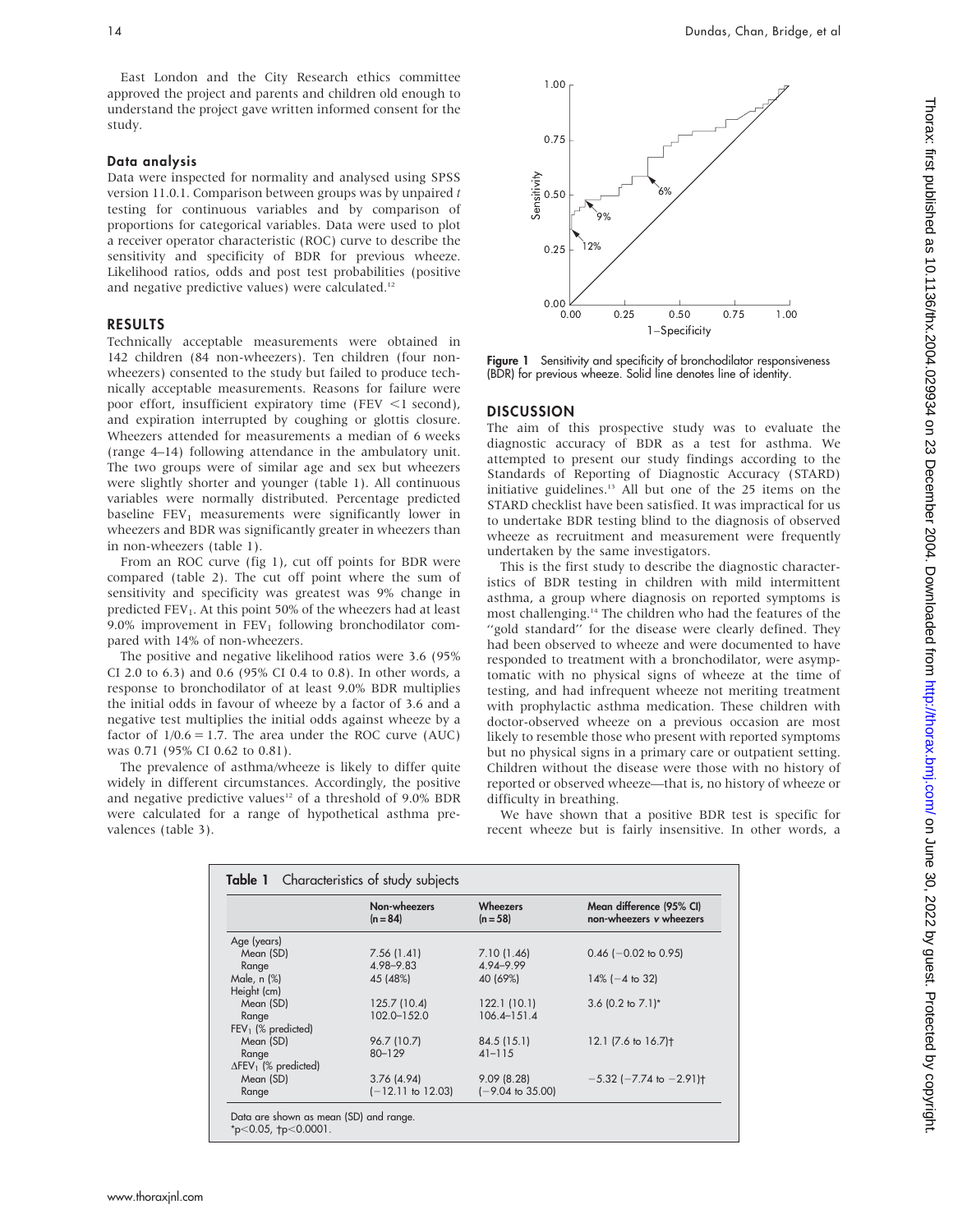East London and the City Research ethics committee approved the project and parents and children old enough to understand the project gave written informed consent for the study.

### Data analysis

Data were inspected for normality and analysed using SPSS version 11.0.1. Comparison between groups was by unpaired *t* testing for continuous variables and by comparison of proportions for categorical variables. Data were used to plot a receiver operator characteristic (ROC) curve to describe the sensitivity and specificity of BDR for previous wheeze. Likelihood ratios, odds and post test probabilities (positive and negative predictive values) were calculated.[12]

## RESULTS

Technically acceptable measurements were obtained in 142 children (84 non-wheezers). Ten children (four non-wheezers) consented to the study but failed to produce technically acceptable measurements. Reasons for failure were poor effort, insufficient expiratory time (FEV <1 second), and expiration interrupted by coughing or glottis closure. Wheezers attended for measurements a median of 6 weeks (range 4–14) following attendance in the ambulatory unit. The two groups were of similar age and sex but wheezers were slightly shorter and younger (table 1). All continuous variables were normally distributed. Percentage predicted baseline $FEV_1$ measurements were significantly lower in wheezers and BDR was significantly greater in wheezers than in non-wheezers (table 1).

From an ROC curve (fig 1), cut off points for BDR were compared (table 2). The cut off point where the sum of sensitivity and specificity was greatest was 9% change in predicted $FEV_1$. At this point 50% of the wheezers had at least 9.0% improvement in $FEV_1$ following bronchodilator compared with 14% of non-wheezers.

The positive and negative likelihood ratios were 3.6 (95% CI 2.0 to 6.3) and 0.6 (95% CI 0.4 to 0.8). In other words, a response to bronchodilator of at least 9.0% BDR multiplies the initial odds in favour of wheeze by a factor of 3.6 and a negative test multiplies the initial odds against wheeze by a factor of 1/0.6 = 1.7. The area under the ROC curve (AUC) was 0.71 (95% CI 0.62 to 0.81).

The prevalence of asthma/wheeze is likely to differ quite widely in different circumstances. Accordingly, the positive and negative predictive values[12] of a threshold of 9.0% BDR were calculated for a range of hypothetical asthma prevalences (table 3).

**Figure 1** Sensitivity and specificity of bronchodilator responsiveness (BDR) for previous wheeze. Solid line denotes line of identity.

## DISCUSSION

The aim of this prospective study was to evaluate the diagnostic accuracy of BDR as a test for asthma. We attempted to present our study findings according to the Standards of Reporting of Diagnostic Accuracy (STARD) initiative guidelines.[13] All but one of the 25 items on the STARD checklist have been satisfied. It was impractical for us to undertake BDR testing blind to the diagnosis of observed wheeze as recruitment and measurement were frequently undertaken by the same investigators.

This is the first study to describe the diagnostic characteristics of BDR testing in children with mild intermittent asthma, a group where diagnosis on reported symptoms is most challenging.[14] The children who had the features of the "gold standard" for the disease were clearly defined. They had been observed to wheeze and were documented to have responded to treatment with a bronchodilator, were asymptomatic with no physical signs of wheeze at the time of testing, and had infrequent wheeze not meriting treatment with prophylactic asthma medication. These children with doctor-observed wheeze on a previous occasion are most likely to resemble those who present with reported symptoms but no physical signs in a primary care or outpatient setting. Children without the disease were those with no history of reported or observed wheeze—that is, no history of wheeze or difficulty in breathing.

We have shown that a positive BDR test is specific for recent wheeze but is fairly insensitive. In other words, a

**Table 1** Characteristics of study subjects

| | Non-wheezers (n = 84) | Wheezers (n = 58) | Mean difference (95% CI) non-wheezers *v* wheezers |
|---|---|---|---|
| Age (years) | | | |
| Mean (SD) | 7.56 (1.41) | 7.10 (1.46) | 0.46 (−0.02 to 0.95) |
| Range | 4.98–9.83 | 4.94–9.99 | |
| Male, n (%) | 45 (48%) | 40 (69%) | 14% (−4 to 32) |
| Height (cm) | | | |
| Mean (SD) | 125.7 (10.4) | 122.1 (10.1) | 3.6 (0.2 to 7.1)* |
| Range | 102.0–152.0 | 106.4–151.4 | |
| $FEV_1$ (% predicted) | | | |
| Mean (SD) | 96.7 (10.7) | 84.5 (15.1) | 12.1 (7.6 to 16.7)† |
| Range | 80–129 | 41–115 | |
| $\Delta FEV_1$ (% predicted) | | | |
| Mean (SD) | 3.76 (4.94) | 9.09 (8.28) | −5.32 (−7.74 to −2.91)† |
| Range | (−12.11 to 12.03) | (−9.04 to 35.00) | |

Data are shown as mean (SD) and range.
*$p<0.05$, †$p<0.0001$.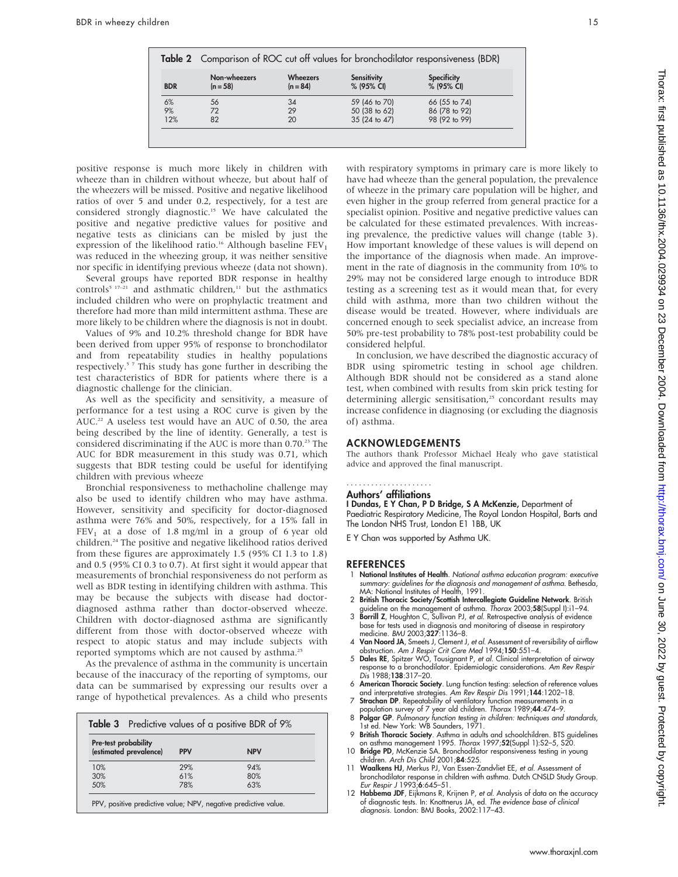**Table 2** Comparison of ROC cut off values for bronchodilator responsiveness (BDR)

| BDR | Non-wheezers (n = 58) | Wheezers (n = 84) | Sensitivity % (95% CI) | Specificity % (95% CI) |
|---|---|---|---|---|
| 6% | 56 | 34 | 59 (46 to 70) | 66 (55 to 74) |
| 9% | 72 | 29 | 50 (38 to 62) | 86 (78 to 92) |
| 12% | 82 | 20 | 35 (24 to 47) | 98 (92 to 99) |

positive response is much more likely in children with wheeze than in children without wheeze, but about half of the wheezers will be missed. Positive and negative likelihood ratios of over 5 and under 0.2, respectively, for a test are considered strongly diagnostic.[15] We have calculated the positive and negative predictive values for positive and negative tests as clinicians can be misled by just the expression of the likelihood ratio.[16] Although baseline $FEV_1$ was reduced in the wheezing group, it was neither sensitive nor specific in identifying previous wheeze (data not shown).

Several groups have reported BDR response in healthy controls[5 17–21] and asthmatic children,[11] but the asthmatics included children who were on prophylactic treatment and therefore had more than mild intermittent asthma. These are more likely to be children where the diagnosis is not in doubt.

Values of 9% and 10.2% threshold change for BDR have been derived from upper 95% of response to bronchodilator and from repeatability studies in healthy populations respectively.[5 7] This study has gone further in describing the test characteristics of BDR for patients where there is a diagnostic challenge for the clinician.

As well as the specificity and sensitivity, a measure of performance for a test using a ROC curve is given by the AUC.[22] A useless test would have an AUC of 0.50, the area being described by the line of identity. Generally, a test is considered discriminating if the AUC is more than 0.70.[23] The AUC for BDR measurement in this study was 0.71, which suggests that BDR testing could be useful for identifying children with previous wheeze

Bronchial responsiveness to methacholine challenge may also be used to identify children who may have asthma. However, sensitivity and specificity for doctor-diagnosed asthma were 76% and 50%, respectively, for a 15% fall in $FEV_1$ at a dose of 1.8 mg/ml in a group of 6 year old children.[24] The positive and negative likelihood ratios derived from these figures are approximately 1.5 (95% CI 1.3 to 1.8) and 0.5 (95% CI 0.3 to 0.7). At first sight it would appear that measurements of bronchial responsiveness do not perform as well as BDR testing in identifying children with asthma. This may be because the subjects with disease had doctor-diagnosed asthma rather than doctor-observed wheeze. Children with doctor-diagnosed asthma are significantly different from those with doctor-observed wheeze with respect to atopic status and may include subjects with reported symptoms which are not caused by asthma.[25]

As the prevalence of asthma in the community is uncertain because of the inaccuracy of the reporting of symptoms, our data can be summarised by expressing our results over a range of hypothetical prevalences. As a child who presents with respiratory symptoms in primary care is more likely to have had wheeze than the general population, the prevalence of wheeze in the primary care population will be higher, and even higher in the group referred from general practice for a specialist opinion. Positive and negative predictive values can be calculated for these estimated prevalences. With increasing prevalence, the predictive values will change (table 3). How important knowledge of these values is will depend on the importance of the diagnosis when made. An improvement in the rate of diagnosis in the community from 10% to 29% may not be considered large enough to introduce BDR testing as a screening test as it would mean that, for every child with asthma, more than two children without the disease would be treated. However, where individuals are concerned enough to seek specialist advice, an increase from 50% pre-test probability to 78% post-test probability could be considered helpful.

**Table 3** Predictive values of a positive BDR of 9%

| Pre-test probability (estimated prevalence) | PPV | NPV |
|---|---|---|
| 10% | 29% | 94% |
| 30% | 61% | 80% |
| 50% | 78% | 63% |

PPV, positive predictive value; NPV, negative predictive value.

In conclusion, we have described the diagnostic accuracy of BDR using spirometric testing in school age children. Although BDR should not be considered as a stand alone test, when combined with results from skin prick testing for determining allergic sensitisation,[25] concordant results may increase confidence in diagnosing (or excluding the diagnosis of) asthma.

## ACKNOWLEDGEMENTS

The authors thank Professor Michael Healy who gave statistical advice and approved the final manuscript.

### Authors' affiliations

**I Dundas, E Y Chan, P D Bridge, S A McKenzie,** Department of Paediatric Respiratory Medicine, The Royal London Hospital, Barts and The London NHS Trust, London E1 1BB, UK

E Y Chan was supported by Asthma UK.

## REFERENCES

1. **National Institutes of Health**. *National asthma education program: executive summary: guidelines for the diagnosis and management of asthma*. Bethesda, MA: National Institutes of Health, 1991.
2. **British Thoracic Society/Scottish Intercollegiate Guideline Network**. British guideline on the management of asthma. *Thorax* 2003;**58**(Suppl I):i1–94.
3. **Borrill Z**, Houghton C, Sullivan PJ, *et al*. Retrospective analysis of evidence base for tests used in diagnosis and monitoring of disease in respiratory medicine. *BMJ* 2003;**327**:1136–8.
4. **Van Noord JA**, Smeets J, Clement J, *et al*. Assessment of reversibility of airflow obstruction. *Am J Respir Crit Care Med* 1994;**150**:551–4.
5. **Dales RE**, Spitzer WO, Tousignant P, *et al*. Clinical interpretation of airway response to a bronchodilator. Epidemiologic considerations. *Am Rev Respir Dis* 1988;**138**:317–20.
6. **American Thoracic Society**. Lung function testing: selection of reference values and interpretative strategies. *Am Rev Respir Dis* 1991;**144**:1202–18.
7. **Strachan DP**. Repeatability of ventilatory function measurements in a population survey of 7 year old children. *Thorax* 1989;**44**:474–9.
8. **Polgar GP**. *Pulmonary function testing in children: techniques and standards*, 1st ed. New York: WB Saunders, 1971.
9. **British Thoracic Society**. Asthma in adults and schoolchildren. BTS guidelines on asthma management 1995. *Thorax* 1997;**52**(Suppl 1):S2–5, S20.
10. **Bridge PD**, McKenzie SA. Bronchodilator responsiveness testing in young children. *Arch Dis Child* 2001;**84**:525.
11. **Waalkens HJ**, Merkus PJ, Van Essen-Zandvliet EE, *et al*. Assessment of bronchodilator response in children with asthma. Dutch CNSLD Study Group. *Eur Respir J* 1993;**6**:645–51.
12. **Habbema JDF**, Eijkmans R, Krijnen P, *et al*. Analysis of data on the accuracy of diagnostic tests. In: Knottnerus JA, ed. *The evidence base of clinical diagnosis*. London: BMJ Books, 2002:117–43.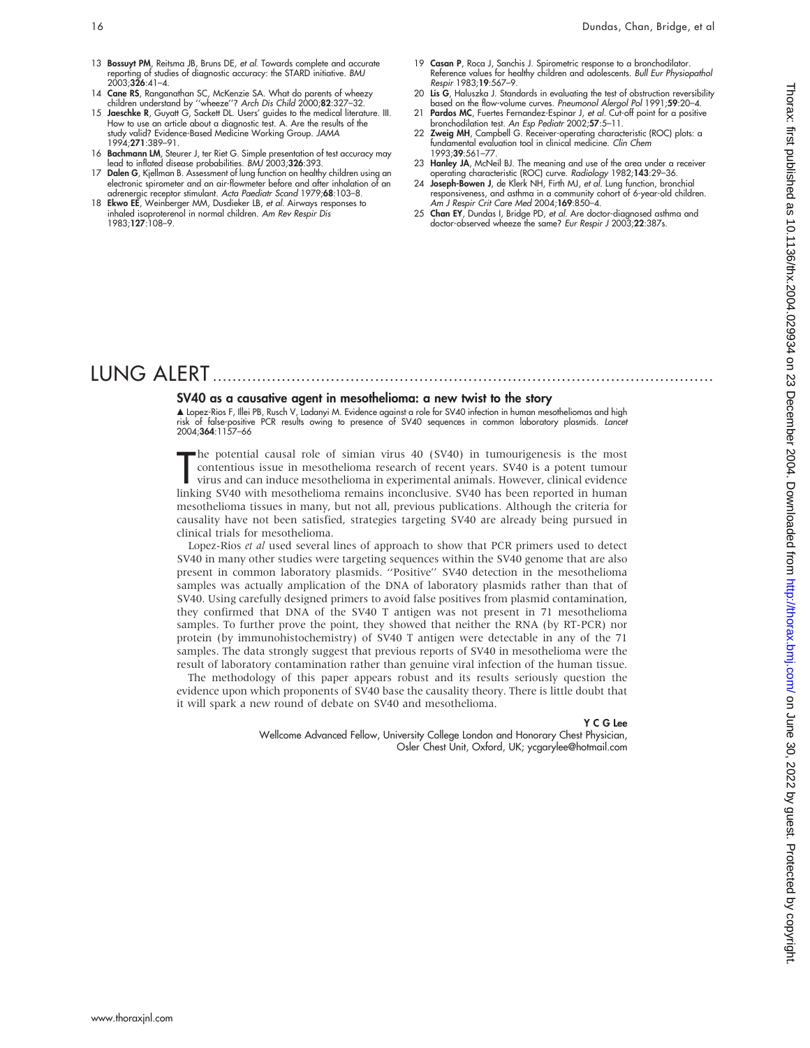13 **Bossuyt PM**, Reitsma JB, Bruns DE, *et al*. Towards complete and accurate reporting of studies of diagnostic accuracy: the STARD initiative. *BMJ* 2003;**326**:41–4.

14 **Cane RS**, Ranganathan SC, McKenzie SA. What do parents of wheezy children understand by ''wheeze''? *Arch Dis Child* 2000;**82**:327–32.

15 **Jaeschke R**, Guyatt G, Sackett DL. Users' guides to the medical literature. III. How to use an article about a diagnostic test. A. Are the results of the study valid? Evidence-Based Medicine Working Group. *JAMA* 1994;**271**:389–91.

16 **Bachmann LM**, Steurer J, ter Riet G. Simple presentation of test accuracy may lead to inflated disease probabilities. *BMJ* 2003;**326**:393.

17 **Dalen G**, Kjellman B. Assessment of lung function on healthy children using an electronic spirometer and an air-flowmeter before and after inhalation of an adrenergic receptor stimulant. *Acta Paediatr Scand* 1979;**68**:103–8.

18 **Ekwo EE**, Weinberger MM, Dusdieker LB, *et al*. Airways responses to inhaled isoproterenol in normal children. *Am Rev Respir Dis* 1983;**127**:108–9.

19 **Casan P**, Roca J, Sanchis J. Spirometric response to a bronchodilator. Reference values for healthy children and adolescents. *Bull Eur Physiopathol Respir* 1983;**19**:567–9.

20 **Lis G**, Haluszka J. Standards in evaluating the test of obstruction reversibility based on the flow-volume curves. *Pneumonol Alergol Pol* 1991;**59**:20–4.

21 **Pardos MC**, Fuertes Fernandez-Espinar J, *et al*. Cut-off point for a positive bronchodilation test. *An Esp Pediatr* 2002;**57**:5–11.

22 **Zweig MH**, Campbell G. Receiver-operating characteristic (ROC) plots: a fundamental evaluation tool in clinical medicine. *Clin Chem* 1993;**39**:561–77.

23 **Hanley JA**, McNeil BJ. The meaning and use of the area under a receiver operating characteristic (ROC) curve. *Radiology* 1982;**143**:29–36.

24 **Joseph-Bowen J**, de Klerk NH, Firth MJ, *et al*. Lung function, bronchial responsiveness, and asthma in a community cohort of 6-year-old children. *Am J Respir Crit Care Med* 2004;**169**:850–4.

25 **Chan EY**, Dundas I, Bridge PD, *et al*. Are doctor-diagnosed asthma and doctor-observed wheeze the same? *Eur Respir J* 2003;**22**:387s.

# LUNG ALERT

### SV40 as a causative agent in mesothelioma: a new twist to the story

▲ Lopez-Rios F, Illei PB, Rusch V, Ladanyi M. Evidence against a role for SV40 infection in human mesotheliomas and high risk of false-positive PCR results owing to presence of SV40 sequences in common laboratory plasmids. *Lancet* 2004;**364**:1157–66

The potential causal role of simian virus 40 (SV40) in tumourigenesis is the most contentious issue in mesothelioma research of recent years. SV40 is a potent tumour virus and can induce mesothelioma in experimental animals. However, clinical evidence linking SV40 with mesothelioma remains inconclusive. SV40 has been reported in human mesothelioma tissues in many, but not all, previous publications. Although the criteria for causality have not been satisfied, strategies targeting SV40 are already being pursued in clinical trials for mesothelioma.

Lopez-Rios *et al* used several lines of approach to show that PCR primers used to detect SV40 in many other studies were targeting sequences within the SV40 genome that are also present in common laboratory plasmids. ''Positive'' SV40 detection in the mesothelioma samples was actually amplification of the DNA of laboratory plasmids rather than that of SV40. Using carefully designed primers to avoid false positives from plasmid contamination, they confirmed that DNA of the SV40 T antigen was not present in 71 mesothelioma samples. To further prove the point, they showed that neither the RNA (by RT-PCR) nor protein (by immunohistochemistry) of SV40 T antigen were detectable in any of the 71 samples. The data strongly suggest that previous reports of SV40 in mesothelioma were the result of laboratory contamination rather than genuine viral infection of the human tissue.

The methodology of this paper appears robust and its results seriously question the evidence upon which proponents of SV40 base the causality theory. There is little doubt that it will spark a new round of debate on SV40 and mesothelioma.

**Y C G Lee**
Wellcome Advanced Fellow, University College London and Honorary Chest Physician, Osler Chest Unit, Oxford, UK; ycgarylee@hotmail.com